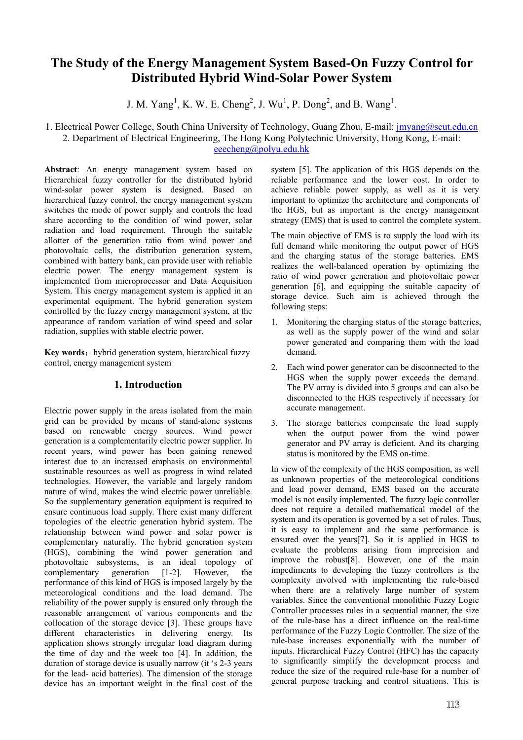# The Study of the Energy Management System Based-On Fuzzy Control for Distributed Hybrid Wind-Solar Power System

J. M. Yang[1], K. W. E. Cheng[2], J. Wu[1], P. Dong[2], and B. Wang[1].

1. Electrical Power College, South China University of Technology, Guang Zhou, E-mail: jmyang@scut.edu.cn
2. Department of Electrical Engineering, The Hong Kong Polytechnic University, Hong Kong, E-mail: eeecheng@polyu.edu.hk

**Abstract**: An energy management system based on Hierarchical fuzzy controller for the distributed hybrid wind-solar power system is designed. Based on hierarchical fuzzy control, the energy management system switches the mode of power supply and controls the load share according to the condition of wind power, solar radiation and load requirement. Through the suitable allotter of the generation ratio from wind power and photovoltaic cells, the distribution generation system, combined with battery bank, can provide user with reliable electric power. The energy management system is implemented from microprocessor and Data Acquisition System. This energy management system is applied in an experimental equipment. The hybrid generation system controlled by the fuzzy energy management system, at the appearance of random variation of wind speed and solar radiation, supplies with stable electric power.

**Key words**：hybrid generation system, hierarchical fuzzy control, energy management system

## 1. Introduction

Electric power supply in the areas isolated from the main grid can be provided by means of stand-alone systems based on renewable energy sources. Wind power generation is a complementarily electric power supplier. In recent years, wind power has been gaining renewed interest due to an increased emphasis on environmental sustainable resources as well as progress in wind related technologies. However, the variable and largely random nature of wind, makes the wind electric power unreliable. So the supplementary generation equipment is required to ensure continuous load supply. There exist many different topologies of the electric generation hybrid system. The relationship between wind power and solar power is complementary naturally. The hybrid generation system (HGS), combining the wind power generation and photovoltaic subsystems, is an ideal topology of complementary generation [1-2]. However, the performance of this kind of HGS is imposed largely by the meteorological conditions and the load demand. The reliability of the power supply is ensured only through the reasonable arrangement of various components and the collocation of the storage device [3]. These groups have different characteristics in delivering energy. Its application shows strongly irregular load diagram during the time of day and the week too [4]. In addition, the duration of storage device is usually narrow (it 's 2-3 years for the lead- acid batteries). The dimension of the storage device has an important weight in the final cost of the system [5]. The application of this HGS depends on the reliable performance and the lower cost. In order to achieve reliable power supply, as well as it is very important to optimize the architecture and components of the HGS, but as important is the energy management strategy (EMS) that is used to control the complete system.

The main objective of EMS is to supply the load with its full demand while monitoring the output power of HGS and the charging status of the storage batteries. EMS realizes the well-balanced operation by optimizing the ratio of wind power generation and photovoltaic power generation [6], and equipping the suitable capacity of storage device. Such aim is achieved through the following steps:

1. Monitoring the charging status of the storage batteries, as well as the supply power of the wind and solar power generated and comparing them with the load demand.
2. Each wind power generator can be disconnected to the HGS when the supply power exceeds the demand. The PV array is divided into 5 groups and can also be disconnected to the HGS respectively if necessary for accurate management.
3. The storage batteries compensate the load supply when the output power from the wind power generator and PV array is deficient. And its charging status is monitored by the EMS on-time.

In view of the complexity of the HGS composition, as well as unknown properties of the meteorological conditions and load power demand, EMS based on the accurate model is not easily implemented. The fuzzy logic controller does not require a detailed mathematical model of the system and its operation is governed by a set of rules. Thus, it is easy to implement and the same performance is ensured over the years[7]. So it is applied in HGS to evaluate the problems arising from imprecision and improve the robust[8]. However, one of the main impediments to developing the fuzzy controllers is the complexity involved with implementing the rule-based when there are a relatively large number of system variables. Since the conventional monolithic Fuzzy Logic Controller processes rules in a sequential manner, the size of the rule-base has a direct influence on the real-time performance of the Fuzzy Logic Controller. The size of the rule-base increases exponentially with the number of inputs. Hierarchical Fuzzy Control (HFC) has the capacity to significantly simplify the development process and reduce the size of the required rule-base for a number of general purpose tracking and control situations. This is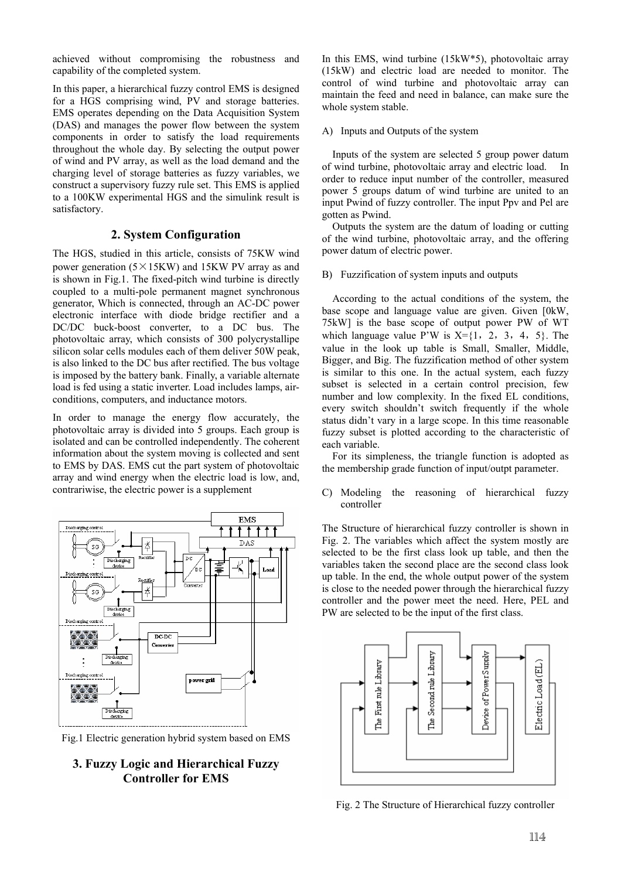achieved without compromising the robustness and capability of the completed system.

In this paper, a hierarchical fuzzy control EMS is designed for a HGS comprising wind, PV and storage batteries. EMS operates depending on the Data Acquisition System (DAS) and manages the power flow between the system components in order to satisfy the load requirements throughout the whole day. By selecting the output power of wind and PV array, as well as the load demand and the charging level of storage batteries as fuzzy variables, we construct a supervisory fuzzy rule set. This EMS is applied to a 100KW experimental HGS and the simulink result is satisfactory.

## 2. System Configuration

The HGS, studied in this article, consists of 75KW wind power generation (5×15KW) and 15KW PV array as and is shown in Fig.1. The fixed-pitch wind turbine is directly coupled to a multi-pole permanent magnet synchronous generator, Which is connected, through an AC-DC power electronic interface with diode bridge rectifier and a DC/DC buck-boost converter, to a DC bus. The photovoltaic array, which consists of 300 polycrystallipe silicon solar cells modules each of them deliver 50W peak, is also linked to the DC bus after rectified. The bus voltage is imposed by the battery bank. Finally, a variable alternate load is fed using a static inverter. Load includes lamps, air-conditions, computers, and inductance motors.

In order to manage the energy flow accurately, the photovoltaic array is divided into 5 groups. Each group is isolated and can be controlled independently. The coherent information about the system moving is collected and sent to EMS by DAS. EMS cut the part system of photovoltaic array and wind energy when the electric load is low, and, contrariwise, the electric power is a supplement

Fig.1 Electric generation hybrid system based on EMS

## 3. Fuzzy Logic and Hierarchical Fuzzy Controller for EMS

In this EMS, wind turbine (15kW*5), photovoltaic array (15kW) and electric load are needed to monitor. The control of wind turbine and photovoltaic array can maintain the feed and need in balance, can make sure the whole system stable.

A) Inputs and Outputs of the system

Inputs of the system are selected 5 group power datum of wind turbine, photovoltaic array and electric load. In order to reduce input number of the controller, measured power 5 groups datum of wind turbine are united to an input Pwind of fuzzy controller. The input Ppv and Pel are gotten as Pwind.

Outputs the system are the datum of loading or cutting of the wind turbine, photovoltaic array, and the offering power datum of electric power.

B) Fuzzification of system inputs and outputs

According to the actual conditions of the system, the base scope and language value are given. Given [0kW, 75kW] is the base scope of output power PW of WT which language value P'W is X={1，2，3，4，5}. The value in the look up table is Small, Smaller, Middle, Bigger, and Big. The fuzzification method of other system is similar to this one. In the actual system, each fuzzy subset is selected in a certain control precision, few number and low complexity. In the fixed EL conditions, every switch shouldn't switch frequently if the whole status didn't vary in a large scope. In this time reasonable fuzzy subset is plotted according to the characteristic of each variable.

For its simpleness, the triangle function is adopted as the membership grade function of input/outpt parameter.

C) Modeling the reasoning of hierarchical fuzzy controller

The Structure of hierarchical fuzzy controller is shown in Fig. 2. The variables which affect the system mostly are selected to be the first class look up table, and then the variables taken the second place are the second class look up table. In the end, the whole output power of the system is close to the needed power through the hierarchical fuzzy controller and the power meet the need. Here, PEL and PW are selected to be the input of the first class.

Fig. 2 The Structure of Hierarchical fuzzy controller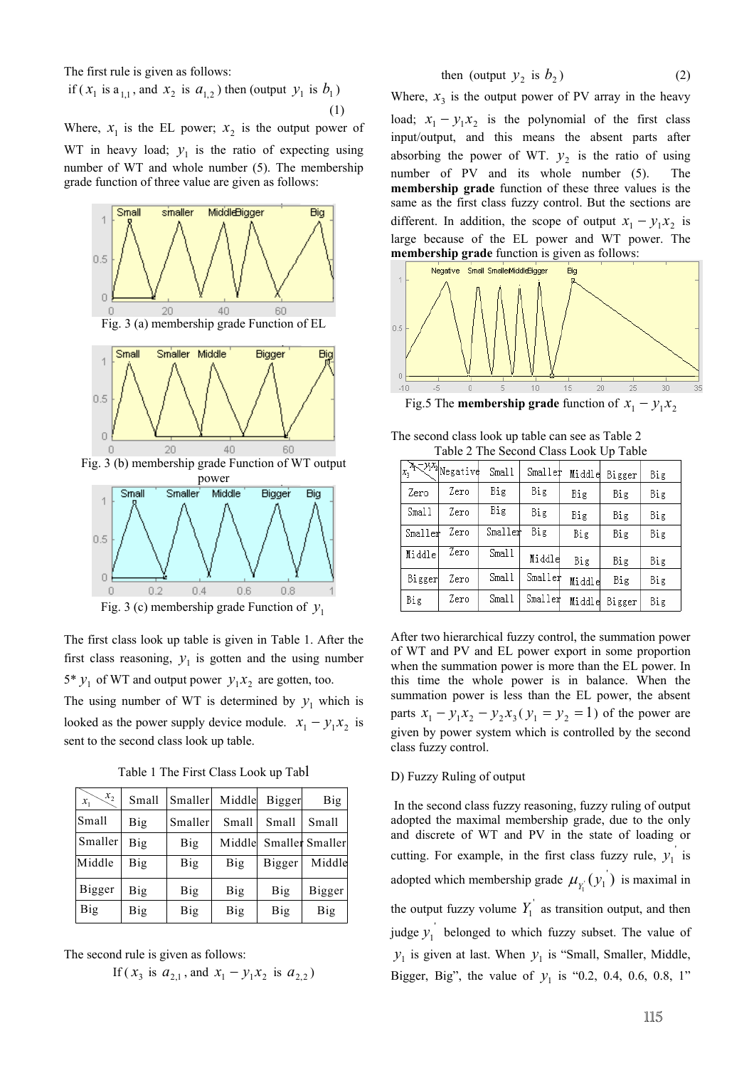The first rule is given as follows:

if ( $x_1$ is $a_{1,1}$ , and $x_2$ is $a_{1,2}$ ) then (output $y_1$ is $b_1$ ) (1)

Where, $x_1$ is the EL power; $x_2$ is the output power of WT in heavy load; $y_1$ is the ratio of expecting using number of WT and whole number (5). The membership grade function of three value are given as follows:

Fig. 3 (a) membership grade Function of EL

Fig. 3 (b) membership grade Function of WT output power

Fig. 3 (c) membership grade Function of $y_1$

The first class look up table is given in Table 1. After the first class reasoning, $y_1$ is gotten and the using number 5* $y_1$ of WT and output power $y_1 x_2$ are gotten, too.

The using number of WT is determined by $y_1$ which is looked as the power supply device module. $x_1 - y_1 x_2$ is sent to the second class look up table.

Table 1 The First Class Look up Tabl

| $x_1$ \ $x_2$ | Small | Smaller | Middle | Bigger | Big |
|---|---|---|---|---|---|
| Small | Big | Smaller | Small | Small | Small |
| Smaller | Big | Big | Middle | Smaller | Smaller |
| Middle | Big | Big | Big | Bigger | Middle |
| Bigger | Big | Big | Big | Big | Bigger |
| Big | Big | Big | Big | Big | Big |

The second rule is given as follows:

If ( $x_3$ is $a_{2,1}$ , and $x_1 - y_1 x_2$ is $a_{2,2}$ )

then (output $y_2$ is $b_2$ ) (2)

Where, $x_3$ is the output power of PV array in the heavy load; $x_1 - y_1 x_2$ is the polynomial of the first class input/output, and this means the absent parts after absorbing the power of WT. $y_2$ is the ratio of using number of PV and its whole number (5). The **membership grade** function of these three values is the same as the first class fuzzy control. But the sections are different. In addition, the scope of output $x_1 - y_1 x_2$ is large because of the EL power and WT power. The **membership grade** function is given as follows:

Fig.5 The **membership grade** function of $x_1 - y_1 x_2$

The second class look up table can see as Table 2

Table 2 The Second Class Look Up Table

| $x_3$ \ $x_1-y_1x_2$ | Negative | Small | Smaller | Middle | Bigger | Big |
|---|---|---|---|---|---|---|
| Zero | Zero | Big | Big | Big | Big | Big |
| Small | Zero | Big | Big | Big | Big | Big |
| Smaller | Zero | Smaller | Big | Big | Big | Big |
| Middle | Zero | Small | Middle | Big | Big | Big |
| Bigger | Zero | Small | Smaller | Middle | Big | Big |
| Big | Zero | Small | Smaller | Middle | Bigger | Big |

After two hierarchical fuzzy control, the summation power of WT and PV and EL power export in some proportion when the summation power is more than the EL power. In this time the whole power is in balance. When the summation power is less than the EL power, the absent parts $x_1 - y_1 x_2 - y_2 x_3$ ( $y_1 = y_2 = 1$ ) of the power are given by power system which is controlled by the second class fuzzy control.

D) Fuzzy Ruling of output

In the second class fuzzy reasoning, fuzzy ruling of output adopted the maximal membership grade, due to the only and discrete of WT and PV in the state of loading or cutting. For example, in the first class fuzzy rule, $y_1^{'}$ is adopted which membership grade $\mu_{Y_1^{'}}(y_1^{'})$ is maximal in the output fuzzy volume $Y_1^{'}$ as transition output, and then judge $y_1^{'}$ belonged to which fuzzy subset. The value of $y_1$ is given at last. When $y_1$ is "Small, Smaller, Middle, Bigger, Big", the value of $y_1$ is "0.2, 0.4, 0.6, 0.8, 1"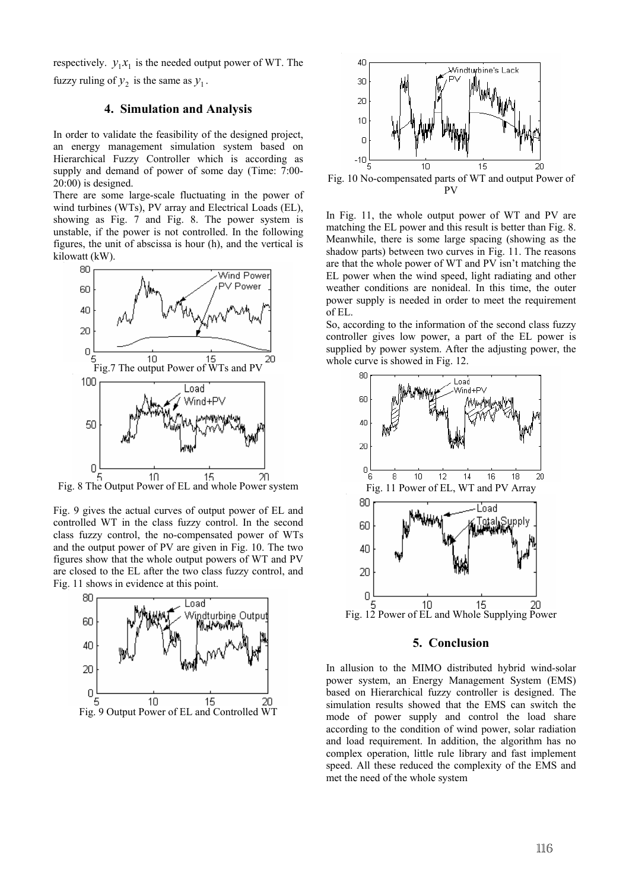respectively. $y_1 x_1$ is the needed output power of WT. The fuzzy ruling of $y_2$ is the same as $y_1$.

## 4. Simulation and Analysis

In order to validate the feasibility of the designed project, an energy management simulation system based on Hierarchical Fuzzy Controller which is according as supply and demand of power of some day (Time: 7:00-20:00) is designed.

There are some large-scale fluctuating in the power of wind turbines (WTs), PV array and Electrical Loads (EL), showing as Fig. 7 and Fig. 8. The power system is unstable, if the power is not controlled. In the following figures, the unit of abscissa is hour (h), and the vertical is kilowatt (kW).

Fig.7 The output Power of WTs and PV

Fig. 8 The Output Power of EL and whole Power system

Fig. 9 gives the actual curves of output power of EL and controlled WT in the class fuzzy control. In the second class fuzzy control, the no-compensated power of WTs and the output power of PV are given in Fig. 10. The two figures show that the whole output powers of WT and PV are closed to the EL after the two class fuzzy control, and Fig. 11 shows in evidence at this point.

Fig. 9 Output Power of EL and Controlled WT

Fig. 10 No-compensated parts of WT and output Power of PV

In Fig. 11, the whole output power of WT and PV are matching the EL power and this result is better than Fig. 8. Meanwhile, there is some large spacing (showing as the shadow parts) between two curves in Fig. 11. The reasons are that the whole power of WT and PV isn't matching the EL power when the wind speed, light radiating and other weather conditions are nonideal. In this time, the outer power supply is needed in order to meet the requirement of EL.

So, according to the information of the second class fuzzy controller gives low power, a part of the EL power is supplied by power system. After the adjusting power, the whole curve is showed in Fig. 12.

Fig. 11 Power of EL, WT and PV Array

Fig. 12 Power of EL and Whole Supplying Power

## 5. Conclusion

In allusion to the MIMO distributed hybrid wind-solar power system, an Energy Management System (EMS) based on Hierarchical fuzzy controller is designed. The simulation results showed that the EMS can switch the mode of power supply and control the load share according to the condition of wind power, solar radiation and load requirement. In addition, the algorithm has no complex operation, little rule library and fast implement speed. All these reduced the complexity of the EMS and met the need of the whole system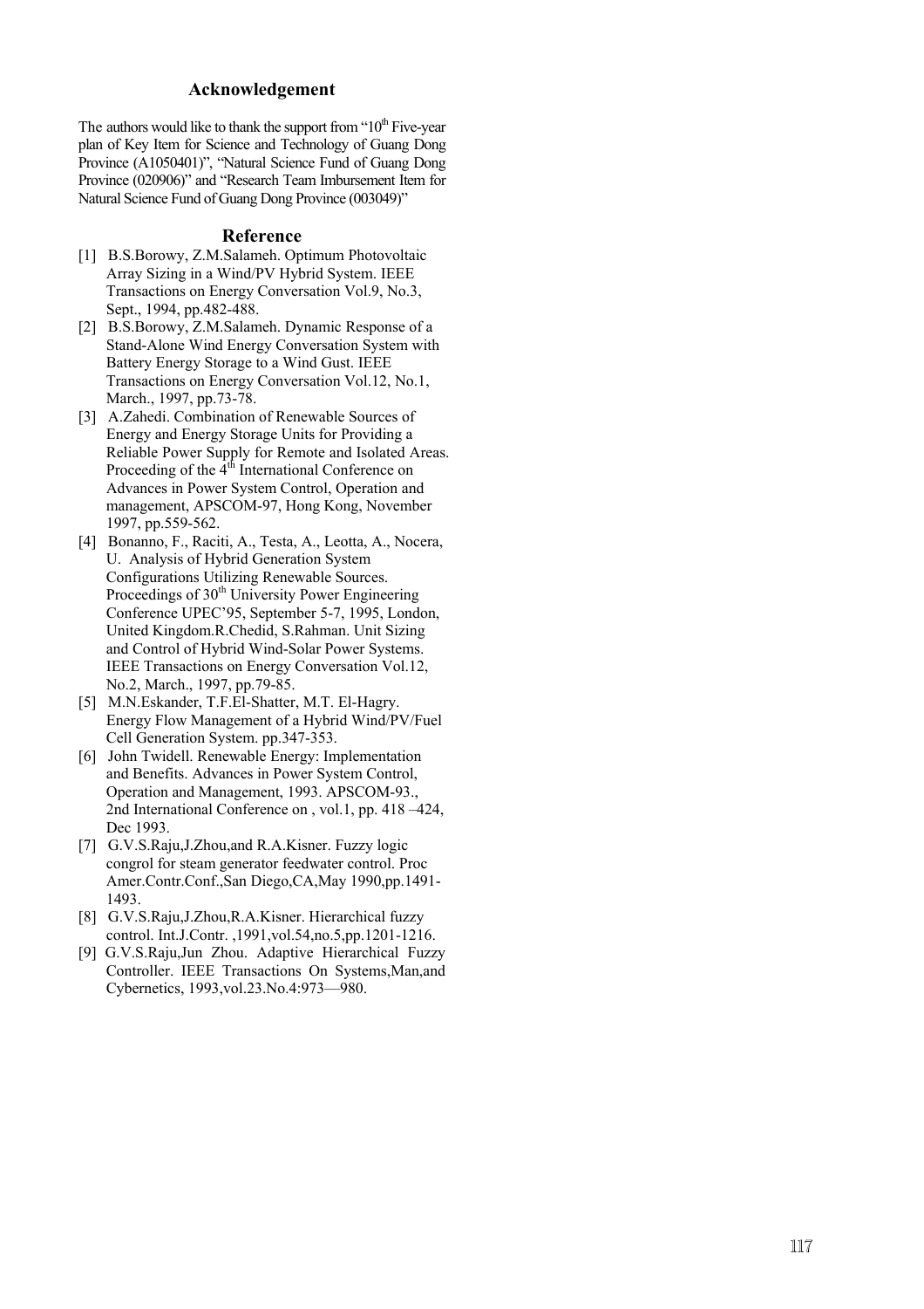## Acknowledgement

The authors would like to thank the support from "10th Five-year plan of Key Item for Science and Technology of Guang Dong Province (A1050401)", "Natural Science Fund of Guang Dong Province (020906)" and "Research Team Imbursement Item for Natural Science Fund of Guang Dong Province (003049)"

## Reference

[1] B.S.Borowy, Z.M.Salameh. Optimum Photovoltaic Array Sizing in a Wind/PV Hybrid System. IEEE Transactions on Energy Conversation Vol.9, No.3, Sept., 1994, pp.482-488.

[2] B.S.Borowy, Z.M.Salameh. Dynamic Response of a Stand-Alone Wind Energy Conversation System with Battery Energy Storage to a Wind Gust. IEEE Transactions on Energy Conversation Vol.12, No.1, March., 1997, pp.73-78.

[3] A.Zahedi. Combination of Renewable Sources of Energy and Energy Storage Units for Providing a Reliable Power Supply for Remote and Isolated Areas. Proceeding of the 4th International Conference on Advances in Power System Control, Operation and management, APSCOM-97, Hong Kong, November 1997, pp.559-562.

[4] Bonanno, F., Raciti, A., Testa, A., Leotta, A., Nocera, U. Analysis of Hybrid Generation System Configurations Utilizing Renewable Sources. Proceedings of 30th University Power Engineering Conference UPEC'95, September 5-7, 1995, London, United Kingdom.R.Chedid, S.Rahman. Unit Sizing and Control of Hybrid Wind-Solar Power Systems. IEEE Transactions on Energy Conversation Vol.12, No.2, March., 1997, pp.79-85.

[5] M.N.Eskander, T.F.El-Shatter, M.T. El-Hagry. Energy Flow Management of a Hybrid Wind/PV/Fuel Cell Generation System. pp.347-353.

[6] John Twidell. Renewable Energy: Implementation and Benefits. Advances in Power System Control, Operation and Management, 1993. APSCOM-93., 2nd International Conference on , vol.1, pp. 418 –424, Dec 1993.

[7] G.V.S.Raju,J.Zhou,and R.A.Kisner. Fuzzy logic congrol for steam generator feedwater control. Proc Amer.Contr.Conf.,San Diego,CA,May 1990,pp.1491-1493.

[8] G.V.S.Raju,J.Zhou,R.A.Kisner. Hierarchical fuzzy control. Int.J.Contr. ,1991,vol.54,no.5,pp.1201-1216.

[9] G.V.S.Raju,Jun Zhou. Adaptive Hierarchical Fuzzy Controller. IEEE Transactions On Systems,Man,and Cybernetics, 1993,vol.23.No.4:973—980.